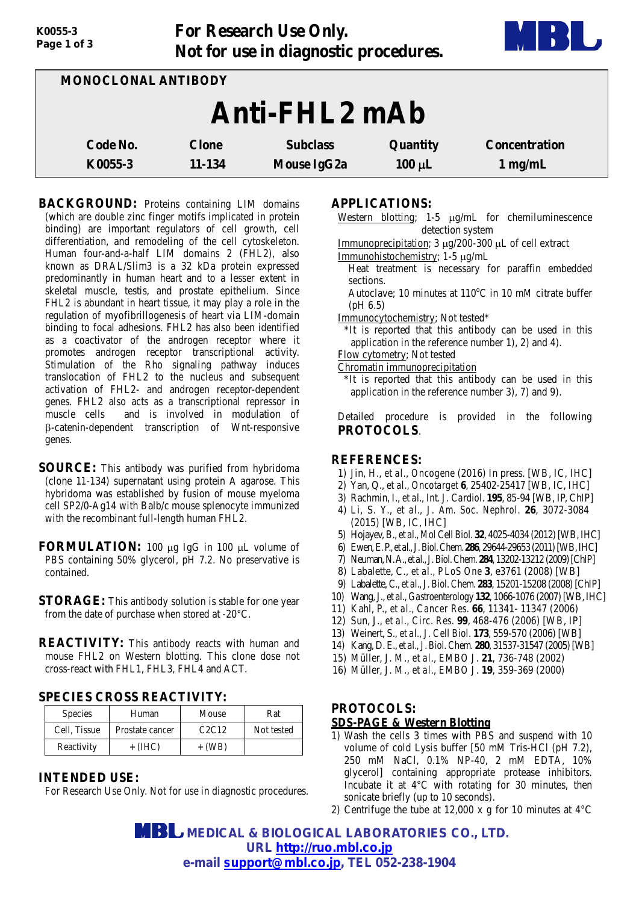For Research Use Only.
Not for use in diagnostic procedures.

MONOCLONAL ANTIBODY

# Anti-FHL2 mAb

| Code No. | Clone | Subclass | Quantity | Concentration |
|---|---|---|---|---|
| K0055-3 | 11-134 | Mouse IgG2a | 100 μL | 1 mg/mL |

**BACKGROUND:** Proteins containing LIM domains (which are double zinc finger motifs implicated in protein binding) are important regulators of cell growth, cell differentiation, and remodeling of the cell cytoskeleton. Human four-and-a-half LIM domains 2 (FHL2), also known as DRAL/Slim3 is a 32 kDa protein expressed predominantly in human heart and to a lesser extent in skeletal muscle, testis, and prostate epithelium. Since FHL2 is abundant in heart tissue, it may play a role in the regulation of myofibrillogenesis of heart via LIM-domain binding to focal adhesions. FHL2 has also been identified as a coactivator of the androgen receptor where it promotes androgen receptor transcriptional activity. Stimulation of the Rho signaling pathway induces translocation of FHL2 to the nucleus and subsequent activation of FHL2- and androgen receptor-dependent genes. FHL2 also acts as a transcriptional repressor in muscle cells and is involved in modulation of β-catenin-dependent transcription of Wnt-responsive genes.

**SOURCE:** This antibody was purified from hybridoma (clone 11-134) supernatant using protein A agarose. This hybridoma was established by fusion of mouse myeloma cell SP2/0-Ag14 with Balb/c mouse splenocyte immunized with the recombinant full-length human FHL2.

**FORMULATION:** 100 μg IgG in 100 μL volume of PBS containing 50% glycerol, pH 7.2. No preservative is contained.

**STORAGE:** This antibody solution is stable for one year from the date of purchase when stored at -20°C.

**REACTIVITY:** This antibody reacts with human and mouse FHL2 on Western blotting. This clone dose not cross-react with FHL1, FHL3, FHL4 and ACT.

## SPECIES CROSS REACTIVITY:

| Species | Human | Mouse | Rat |
|---|---|---|---|
| Cell, Tissue | Prostate cancer | C2C12 | Not tested |
| Reactivity | + (IHC) | + (WB) | |

## INTENDED USE:

For Research Use Only. Not for use in diagnostic procedures.

## APPLICATIONS:

Western blotting; 1-5 μg/mL for chemiluminescence detection system

Immunoprecipitation; 3 μg/200-300 μL of cell extract

Immunohistochemistry; 1-5 μg/mL
Heat treatment is necessary for paraffin embedded sections.
Autoclave; 10 minutes at 110°C in 10 mM citrate buffer (pH 6.5)

Immunocytochemistry; Not tested*
*It is reported that this antibody can be used in this application in the reference number 1), 2) and 4).

Flow cytometry; Not tested

Chromatin immunoprecipitation
*It is reported that this antibody can be used in this application in the reference number 3), 7) and 9).

Detailed procedure is provided in the following **PROTOCOLS**.

## REFERENCES:

1) Jin, H., *et al., Oncogene* (2016) In press. [WB, IC, IHC]
2) Yan, Q., *et al., Oncotarget* **6**, 25402-25417 [WB, IC, IHC]
3) Rachmin, I., *et al., Int. J. Cardiol.* **195**, 85-94 [WB, IP, ChIP]
4) Li, S. Y., *et al., J. Am. Soc. Nephrol.* **26**, 3072-3084 (2015) [WB, IC, IHC]
5) Hojayev, B., *et al., Mol Cell Biol.* **32**, 4025-4034 (2012) [WB, IHC]
6) Ewen, E. P., *et al., J. Biol. Chem.* **286**, 29644-29653 (2011) [WB, IHC]
7) Neuman, N. A., *et al., J. Biol. Chem.* **284**, 13202-13212 (2009) [ChIP]
8) Labalette, C., *et al., PLoS One* **3**, e3761 (2008) [WB]
9) Labalette, C., *et al., J. Biol. Chem.* **283**, 15201-15208 (2008) [ChIP]
10) Wang, J., *et al., Gastroenterology* **132**, 1066-1076 (2007) [WB, IHC]
11) Kahl, P., *et al., Cancer Res.* **66**, 11341- 11347 (2006)
12) Sun, J., *et al., Circ. Res.* **99**, 468-476 (2006) [WB, IP]
13) Weinert, S., *et al., J. Cell Biol.* **173**, 559-570 (2006) [WB]
14) Kang, D. E., *et al., J. Biol. Chem.* **280**, 31537-31547 (2005) [WB]
15) Müller, J. M., *et al., EMBO J.* **21**, 736-748 (2002)
16) Müller, J. M., *et al., EMBO J.* **19**, 359-369 (2000)

## PROTOCOLS:

### SDS-PAGE & Western Blotting

1) Wash the cells 3 times with PBS and suspend with 10 volume of cold Lysis buffer [50 mM Tris-HCl (pH 7.2), 250 mM NaCl, 0.1% NP-40, 2 mM EDTA, 10% glycerol] containing appropriate protease inhibitors. Incubate it at 4°C with rotating for 30 minutes, then sonicate briefly (up to 10 seconds).
2) Centrifuge the tube at 12,000 x g for 10 minutes at 4°C

MBL MEDICAL & BIOLOGICAL LABORATORIES CO., LTD.
URL http://ruo.mbl.co.jp
e-mail support@mbl.co.jp, TEL 052-238-1904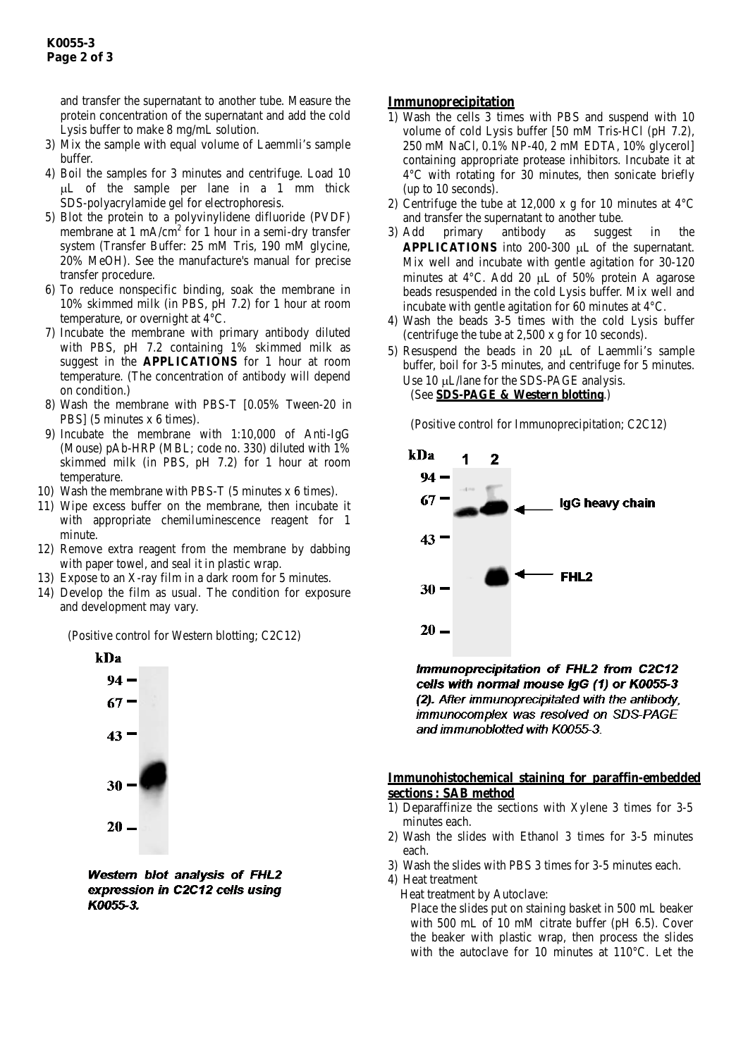and transfer the supernatant to another tube. Measure the protein concentration of the supernatant and add the cold Lysis buffer to make 8 mg/mL solution.

3) Mix the sample with equal volume of Laemmli's sample buffer.
4) Boil the samples for 3 minutes and centrifuge. Load 10 µL of the sample per lane in a 1 mm thick SDS-polyacrylamide gel for electrophoresis.
5) Blot the protein to a polyvinylidene difluoride (PVDF) membrane at 1 mA/cm$^2$ for 1 hour in a semi-dry transfer system (Transfer Buffer: 25 mM Tris, 190 mM glycine, 20% MeOH). See the manufacture's manual for precise transfer procedure.
6) To reduce nonspecific binding, soak the membrane in 10% skimmed milk (in PBS, pH 7.2) for 1 hour at room temperature, or overnight at 4°C.
7) Incubate the membrane with primary antibody diluted with PBS, pH 7.2 containing 1% skimmed milk as suggest in the **APPLICATIONS** for 1 hour at room temperature. (The concentration of antibody will depend on condition.)
8) Wash the membrane with PBS-T [0.05% Tween-20 in PBS] (5 minutes x 6 times).
9) Incubate the membrane with 1:10,000 of Anti-IgG (Mouse) pAb-HRP (MBL; code no. 330) diluted with 1% skimmed milk (in PBS, pH 7.2) for 1 hour at room temperature.
10) Wash the membrane with PBS-T (5 minutes x 6 times).
11) Wipe excess buffer on the membrane, then incubate it with appropriate chemiluminescence reagent for 1 minute.
12) Remove extra reagent from the membrane by dabbing with paper towel, and seal it in plastic wrap.
13) Expose to an X-ray film in a dark room for 5 minutes.
14) Develop the film as usual. The condition for exposure and development may vary.

(Positive control for Western blotting; C2C12)

***Western blot analysis of FHL2 expression in C2C12 cells using K0055-3.***

## Immunoprecipitation

1) Wash the cells 3 times with PBS and suspend with 10 volume of cold Lysis buffer [50 mM Tris-HCl (pH 7.2), 250 mM NaCl, 0.1% NP-40, 2 mM EDTA, 10% glycerol] containing appropriate protease inhibitors. Incubate it at 4°C with rotating for 30 minutes, then sonicate briefly (up to 10 seconds).
2) Centrifuge the tube at 12,000 x g for 10 minutes at 4°C and transfer the supernatant to another tube.
3) Add primary antibody as suggest in the **APPLICATIONS** into 200-300 µL of the supernatant. Mix well and incubate with gentle agitation for 30-120 minutes at 4°C. Add 20 µL of 50% protein A agarose beads resuspended in the cold Lysis buffer. Mix well and incubate with gentle agitation for 60 minutes at 4°C.
4) Wash the beads 3-5 times with the cold Lysis buffer (centrifuge the tube at 2,500 x g for 10 seconds).
5) Resuspend the beads in 20 µL of Laemmli's sample buffer, boil for 3-5 minutes, and centrifuge for 5 minutes. Use 10 µL/lane for the SDS-PAGE analysis.
   (See **SDS-PAGE & Western blotting**.)

(Positive control for Immunoprecipitation; C2C12)

***Immunoprecipitation of FHL2 from C2C12 cells with normal mouse IgG (1) or K0055-3 (2). After immunoprecipitated with the antibody, immunocomplex was resolved on SDS-PAGE and immunoblotted with K0055-3.***

## Immunohistochemical staining for paraffin-embedded sections : SAB method

1) Deparaffinize the sections with Xylene 3 times for 3-5 minutes each.
2) Wash the slides with Ethanol 3 times for 3-5 minutes each.
3) Wash the slides with PBS 3 times for 3-5 minutes each.
4) Heat treatment
   Heat treatment by Autoclave:
   Place the slides put on staining basket in 500 mL beaker with 500 mL of 10 mM citrate buffer (pH 6.5). Cover the beaker with plastic wrap, then process the slides with the autoclave for 10 minutes at 110°C. Let the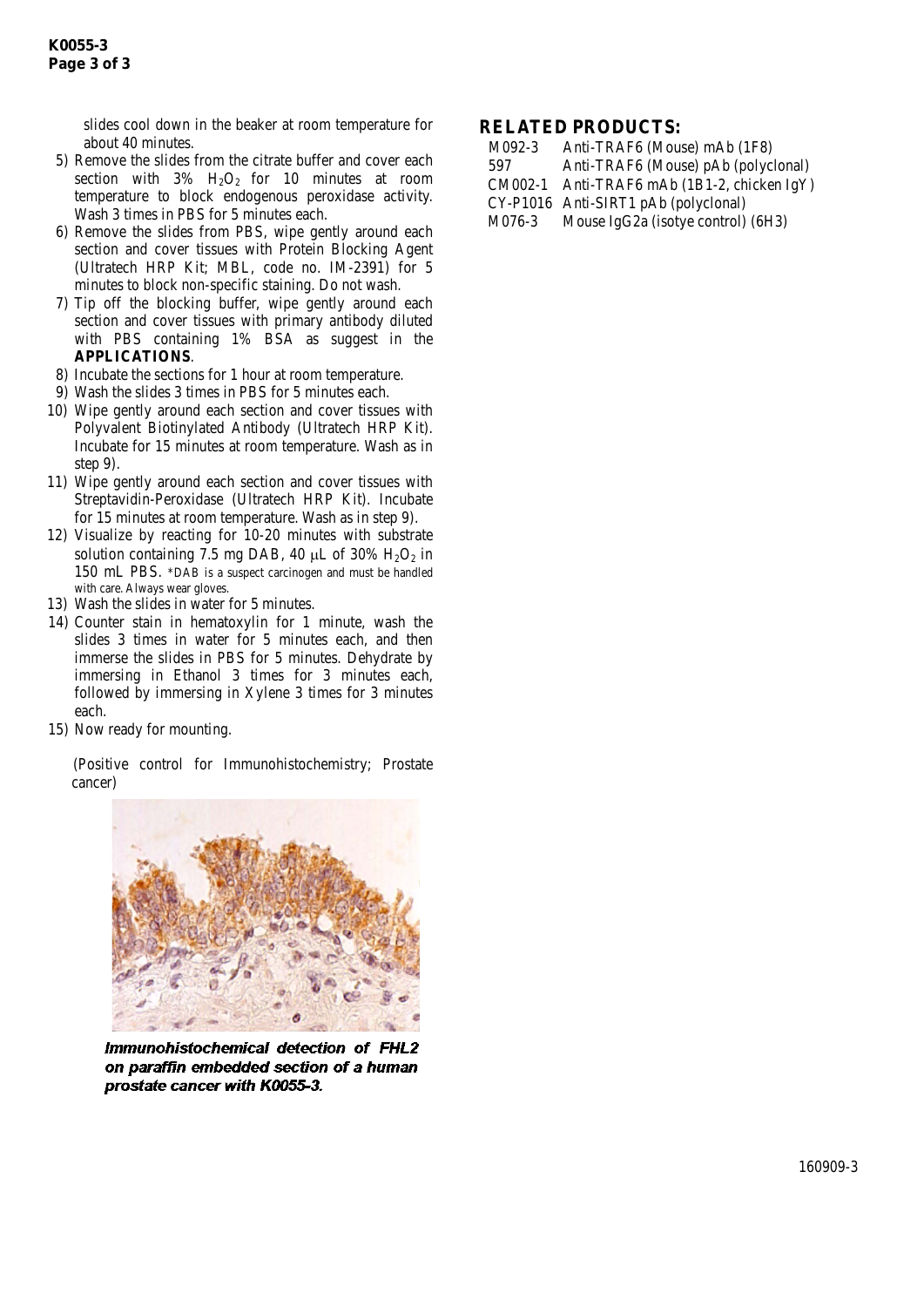slides cool down in the beaker at room temperature for about 40 minutes.

5) Remove the slides from the citrate buffer and cover each section with 3% $H_2O_2$ for 10 minutes at room temperature to block endogenous peroxidase activity. Wash 3 times in PBS for 5 minutes each.
6) Remove the slides from PBS, wipe gently around each section and cover tissues with Protein Blocking Agent (Ultratech HRP Kit; MBL, code no. IM-2391) for 5 minutes to block non-specific staining. Do not wash.
7) Tip off the blocking buffer, wipe gently around each section and cover tissues with primary antibody diluted with PBS containing 1% BSA as suggest in the **APPLICATIONS**.
8) Incubate the sections for 1 hour at room temperature.
9) Wash the slides 3 times in PBS for 5 minutes each.
10) Wipe gently around each section and cover tissues with Polyvalent Biotinylated Antibody (Ultratech HRP Kit). Incubate for 15 minutes at room temperature. Wash as in step 9).
11) Wipe gently around each section and cover tissues with Streptavidin-Peroxidase (Ultratech HRP Kit). Incubate for 15 minutes at room temperature. Wash as in step 9).
12) Visualize by reacting for 10-20 minutes with substrate solution containing 7.5 mg DAB, 40 μL of 30% $H_2O_2$ in 150 mL PBS. *DAB is a suspect carcinogen and must be handled with care. Always wear gloves.
13) Wash the slides in water for 5 minutes.
14) Counter stain in hematoxylin for 1 minute, wash the slides 3 times in water for 5 minutes each, and then immerse the slides in PBS for 5 minutes. Dehydrate by immersing in Ethanol 3 times for 3 minutes each, followed by immersing in Xylene 3 times for 3 minutes each.
15) Now ready for mounting.

(Positive control for Immunohistochemistry; Prostate cancer)

*Immunohistochemical detection of FHL2 on paraffin embedded section of a human prostate cancer with K0055-3.*

## RELATED PRODUCTS:

| | |
|---|---|
| M092-3 | Anti-TRAF6 (Mouse) mAb (1F8) |
| 597 | Anti-TRAF6 (Mouse) pAb (polyclonal) |
| CM002-1 | Anti-TRAF6 mAb (1B1-2, chicken IgY) |
| CY-P1016 | Anti-SIRT1 pAb (polyclonal) |
| M076-3 | Mouse IgG2a (isotye control) (6H3) |

160909-3